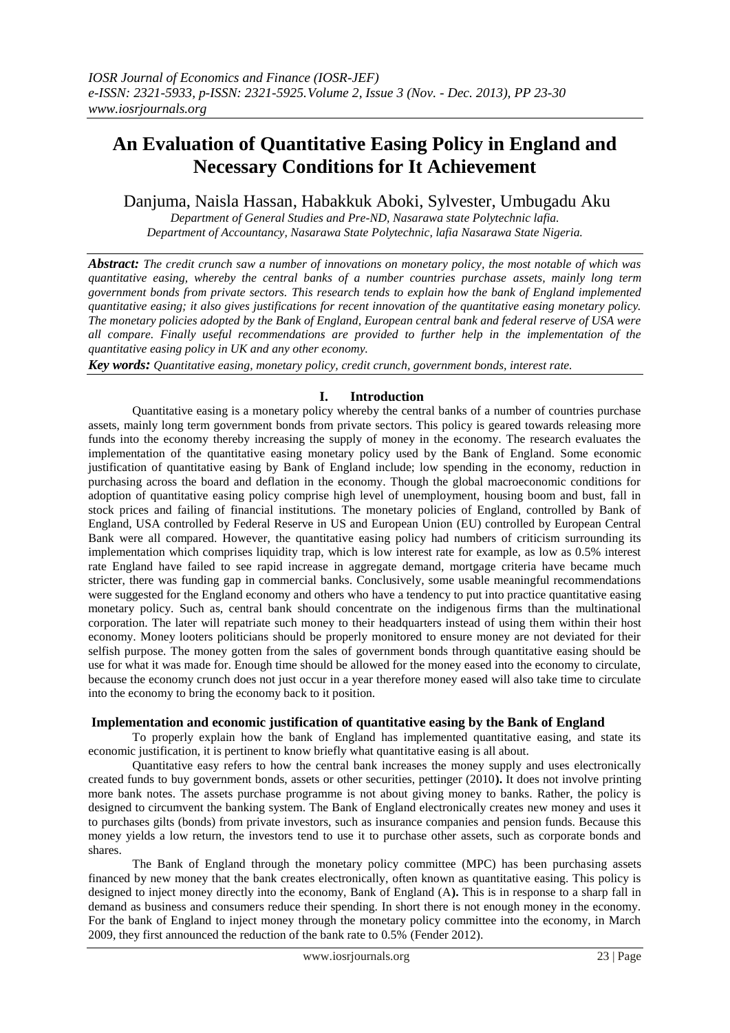# An Evaluation of Quantitative Easing Policy in England and Necessary Conditions for It Achievement

Danjuma, Naisla Hassan, Habakkuk Aboki, Sylvester, Umbugadu Aku

*Department of General Studies and Pre-ND, Nasarawa state Polytechnic lafia.*
*Department of Accountancy, Nasarawa State Polytechnic, lafia Nasarawa State Nigeria.*

***Abstract:*** *The credit crunch saw a number of innovations on monetary policy, the most notable of which was quantitative easing, whereby the central banks of a number countries purchase assets, mainly long term government bonds from private sectors. This research tends to explain how the bank of England implemented quantitative easing; it also gives justifications for recent innovation of the quantitative easing monetary policy. The monetary policies adopted by the Bank of England, European central bank and federal reserve of USA were all compare. Finally useful recommendations are provided to further help in the implementation of the quantitative easing policy in UK and any other economy.*

***Key words:*** *Quantitative easing, monetary policy, credit crunch, government bonds, interest rate.*

## I. Introduction

Quantitative easing is a monetary policy whereby the central banks of a number of countries purchase assets, mainly long term government bonds from private sectors. This policy is geared towards releasing more funds into the economy thereby increasing the supply of money in the economy. The research evaluates the implementation of the quantitative easing monetary policy used by the Bank of England. Some economic justification of quantitative easing by Bank of England include; low spending in the economy, reduction in purchasing across the board and deflation in the economy. Though the global macroeconomic conditions for adoption of quantitative easing policy comprise high level of unemployment, housing boom and bust, fall in stock prices and failing of financial institutions. The monetary policies of England, controlled by Bank of England, USA controlled by Federal Reserve in US and European Union (EU) controlled by European Central Bank were all compared. However, the quantitative easing policy had numbers of criticism surrounding its implementation which comprises liquidity trap, which is low interest rate for example, as low as 0.5% interest rate England have failed to see rapid increase in aggregate demand, mortgage criteria have became much stricter, there was funding gap in commercial banks. Conclusively, some usable meaningful recommendations were suggested for the England economy and others who have a tendency to put into practice quantitative easing monetary policy. Such as, central bank should concentrate on the indigenous firms than the multinational corporation. The later will repatriate such money to their headquarters instead of using them within their host economy. Money looters politicians should be properly monitored to ensure money are not deviated for their selfish purpose. The money gotten from the sales of government bonds through quantitative easing should be use for what it was made for. Enough time should be allowed for the money eased into the economy to circulate, because the economy crunch does not just occur in a year therefore money eased will also take time to circulate into the economy to bring the economy back to it position.

### Implementation and economic justification of quantitative easing by the Bank of England

To properly explain how the bank of England has implemented quantitative easing, and state its economic justification, it is pertinent to know briefly what quantitative easing is all about.

Quantitative easy refers to how the central bank increases the money supply and uses electronically created funds to buy government bonds, assets or other securities, pettinger (2010**).** It does not involve printing more bank notes. The assets purchase programme is not about giving money to banks. Rather, the policy is designed to circumvent the banking system. The Bank of England electronically creates new money and uses it to purchases gilts (bonds) from private investors, such as insurance companies and pension funds. Because this money yields a low return, the investors tend to use it to purchase other assets, such as corporate bonds and shares.

The Bank of England through the monetary policy committee (MPC) has been purchasing assets financed by new money that the bank creates electronically, often known as quantitative easing. This policy is designed to inject money directly into the economy, Bank of England (A**).** This is in response to a sharp fall in demand as business and consumers reduce their spending. In short there is not enough money in the economy. For the bank of England to inject money through the monetary policy committee into the economy, in March 2009, they first announced the reduction of the bank rate to 0.5% (Fender 2012).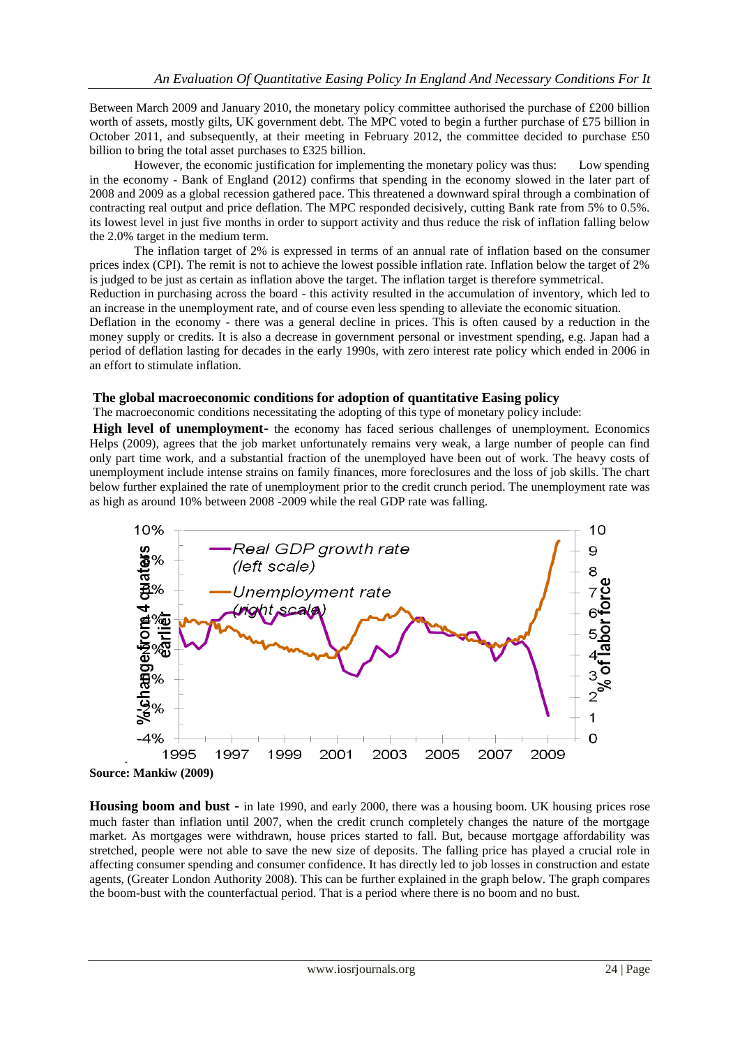Between March 2009 and January 2010, the monetary policy committee authorised the purchase of £200 billion worth of assets, mostly gilts, UK government debt. The MPC voted to begin a further purchase of £75 billion in October 2011, and subsequently, at their meeting in February 2012, the committee decided to purchase £50 billion to bring the total asset purchases to £325 billion.

However, the economic justification for implementing the monetary policy was thus: Low spending in the economy - Bank of England (2012) confirms that spending in the economy slowed in the later part of 2008 and 2009 as a global recession gathered pace. This threatened a downward spiral through a combination of contracting real output and price deflation. The MPC responded decisively, cutting Bank rate from 5% to 0.5%. its lowest level in just five months in order to support activity and thus reduce the risk of inflation falling below the 2.0% target in the medium term.

The inflation target of 2% is expressed in terms of an annual rate of inflation based on the consumer prices index (CPI). The remit is not to achieve the lowest possible inflation rate. Inflation below the target of 2% is judged to be just as certain as inflation above the target. The inflation target is therefore symmetrical.

Reduction in purchasing across the board - this activity resulted in the accumulation of inventory, which led to an increase in the unemployment rate, and of course even less spending to alleviate the economic situation.

Deflation in the economy - there was a general decline in prices. This is often caused by a reduction in the money supply or credits. It is also a decrease in government personal or investment spending, e.g. Japan had a period of deflation lasting for decades in the early 1990s, with zero interest rate policy which ended in 2006 in an effort to stimulate inflation.

### The global macroeconomic conditions for adoption of quantitative Easing policy

The macroeconomic conditions necessitating the adopting of this type of monetary policy include:

**High level of unemployment-** the economy has faced serious challenges of unemployment. Economics Helps (2009), agrees that the job market unfortunately remains very weak, a large number of people can find only part time work, and a substantial fraction of the unemployed have been out of work. The heavy costs of unemployment include intense strains on family finances, more foreclosures and the loss of job skills. The chart below further explained the rate of unemployment prior to the credit crunch period. The unemployment rate was as high as around 10% between 2008 -2009 while the real GDP rate was falling.

**Source: Mankiw (2009)**

**Housing boom and bust -** in late 1990, and early 2000, there was a housing boom. UK housing prices rose much faster than inflation until 2007, when the credit crunch completely changes the nature of the mortgage market. As mortgages were withdrawn, house prices started to fall. But, because mortgage affordability was stretched, people were not able to save the new size of deposits. The falling price has played a crucial role in affecting consumer spending and consumer confidence. It has directly led to job losses in construction and estate agents, (Greater London Authority 2008). This can be further explained in the graph below. The graph compares the boom-bust with the counterfactual period. That is a period where there is no boom and no bust.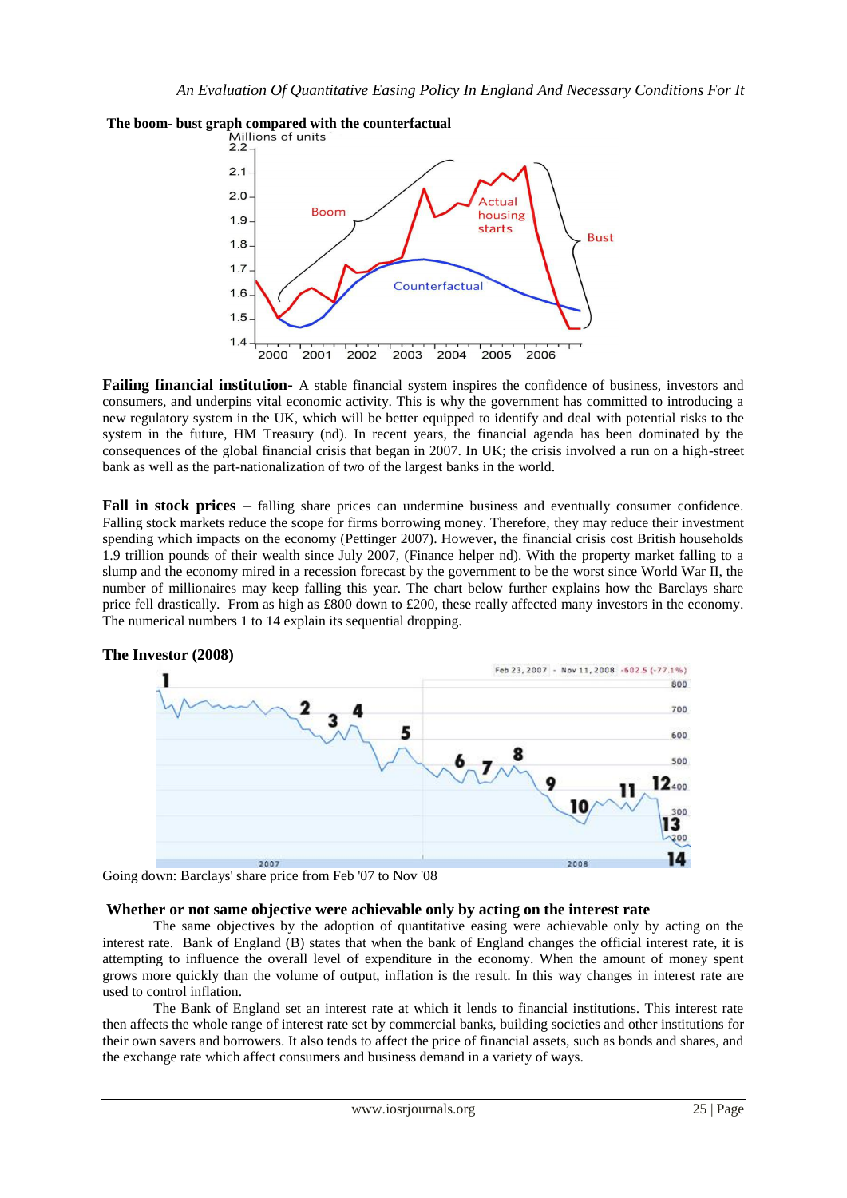**The boom- bust graph compared with the counterfactual**

**Failing financial institution-** A stable financial system inspires the confidence of business, investors and consumers, and underpins vital economic activity. This is why the government has committed to introducing a new regulatory system in the UK, which will be better equipped to identify and deal with potential risks to the system in the future, HM Treasury (nd). In recent years, the financial agenda has been dominated by the consequences of the global financial crisis that began in 2007. In UK; the crisis involved a run on a high-street bank as well as the part-nationalization of two of the largest banks in the world.

**Fall in stock prices –** falling share prices can undermine business and eventually consumer confidence. Falling stock markets reduce the scope for firms borrowing money. Therefore, they may reduce their investment spending which impacts on the economy (Pettinger 2007). However, the financial crisis cost British households 1.9 trillion pounds of their wealth since July 2007, (Finance helper nd). With the property market falling to a slump and the economy mired in a recession forecast by the government to be the worst since World War II, the number of millionaires may keep falling this year. The chart below further explains how the Barclays share price fell drastically. From as high as £800 down to £200, these really affected many investors in the economy. The numerical numbers 1 to 14 explain its sequential dropping.

**The Investor (2008)**

Going down: Barclays' share price from Feb '07 to Nov '08

### Whether or not same objective were achievable only by acting on the interest rate

The same objectives by the adoption of quantitative easing were achievable only by acting on the interest rate. Bank of England (B) states that when the bank of England changes the official interest rate, it is attempting to influence the overall level of expenditure in the economy. When the amount of money spent grows more quickly than the volume of output, inflation is the result. In this way changes in interest rate are used to control inflation.

The Bank of England set an interest rate at which it lends to financial institutions. This interest rate then affects the whole range of interest rate set by commercial banks, building societies and other institutions for their own savers and borrowers. It also tends to affect the price of financial assets, such as bonds and shares, and the exchange rate which affect consumers and business demand in a variety of ways.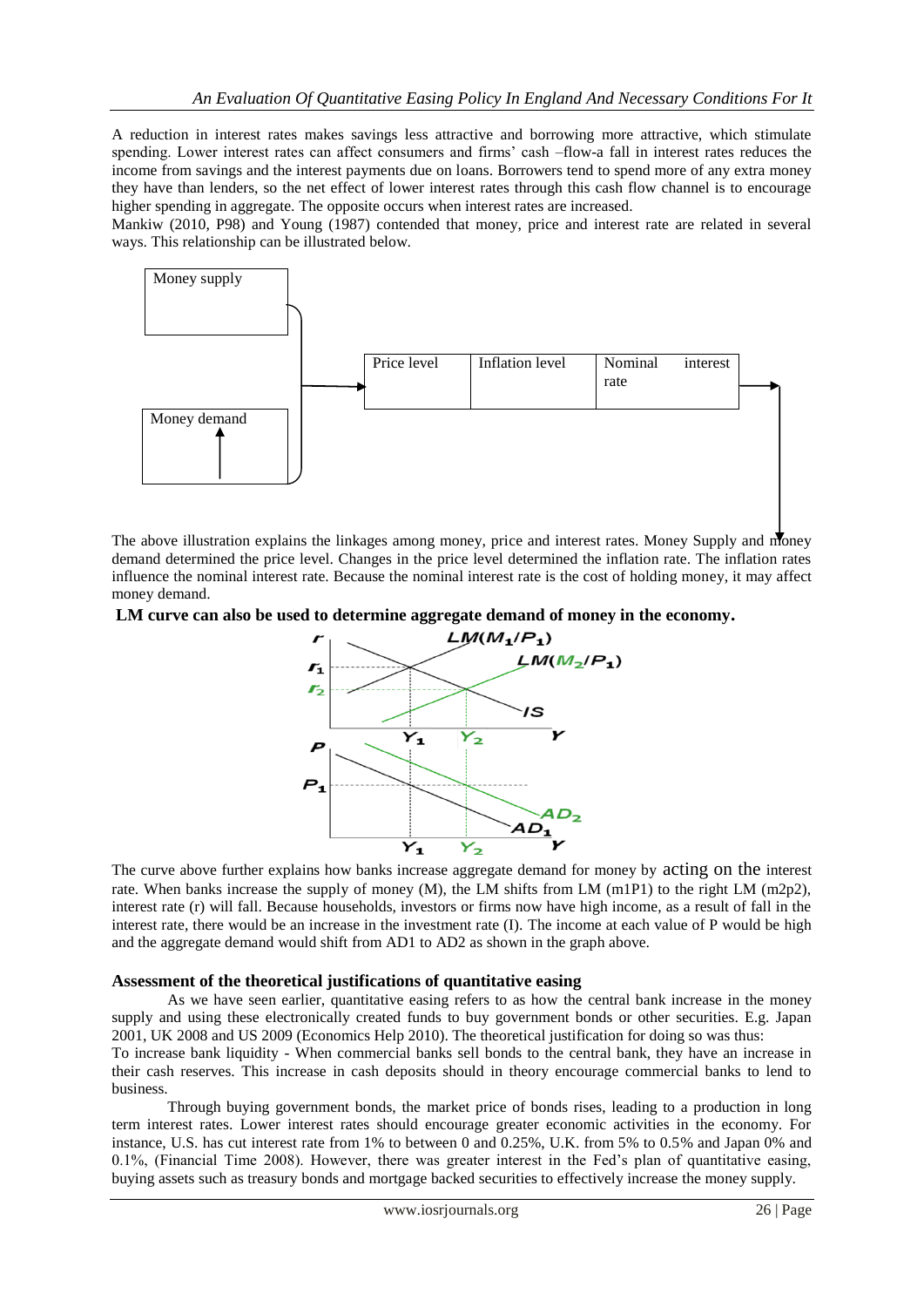A reduction in interest rates makes savings less attractive and borrowing more attractive, which stimulate spending. Lower interest rates can affect consumers and firms' cash –flow-a fall in interest rates reduces the income from savings and the interest payments due on loans. Borrowers tend to spend more of any extra money they have than lenders, so the net effect of lower interest rates through this cash flow channel is to encourage higher spending in aggregate. The opposite occurs when interest rates are increased.

Mankiw (2010, P98) and Young (1987) contended that money, price and interest rate are related in several ways. This relationship can be illustrated below.

Money supply

Money demand

| Price level | Inflation level | Nominal interest rate |
|---|---|---|

The above illustration explains the linkages among money, price and interest rates. Money Supply and money demand determined the price level. Changes in the price level determined the inflation rate. The inflation rates influence the nominal interest rate. Because the nominal interest rate is the cost of holding money, it may affect money demand.

**LM curve can also be used to determine aggregate demand of money in the economy.**

The curve above further explains how banks increase aggregate demand for money by acting on the interest rate. When banks increase the supply of money (M), the LM shifts from LM (m1P1) to the right LM (m2p2), interest rate (r) will fall. Because households, investors or firms now have high income, as a result of fall in the interest rate, there would be an increase in the investment rate (I). The income at each value of P would be high and the aggregate demand would shift from AD1 to AD2 as shown in the graph above.

### Assessment of the theoretical justifications of quantitative easing

As we have seen earlier, quantitative easing refers to as how the central bank increase in the money supply and using these electronically created funds to buy government bonds or other securities. E.g. Japan 2001, UK 2008 and US 2009 (Economics Help 2010). The theoretical justification for doing so was thus:

To increase bank liquidity - When commercial banks sell bonds to the central bank, they have an increase in their cash reserves. This increase in cash deposits should in theory encourage commercial banks to lend to business.

Through buying government bonds, the market price of bonds rises, leading to a production in long term interest rates. Lower interest rates should encourage greater economic activities in the economy. For instance, U.S. has cut interest rate from 1% to between 0 and 0.25%, U.K. from 5% to 0.5% and Japan 0% and 0.1%, (Financial Time 2008). However, there was greater interest in the Fed's plan of quantitative easing, buying assets such as treasury bonds and mortgage backed securities to effectively increase the money supply.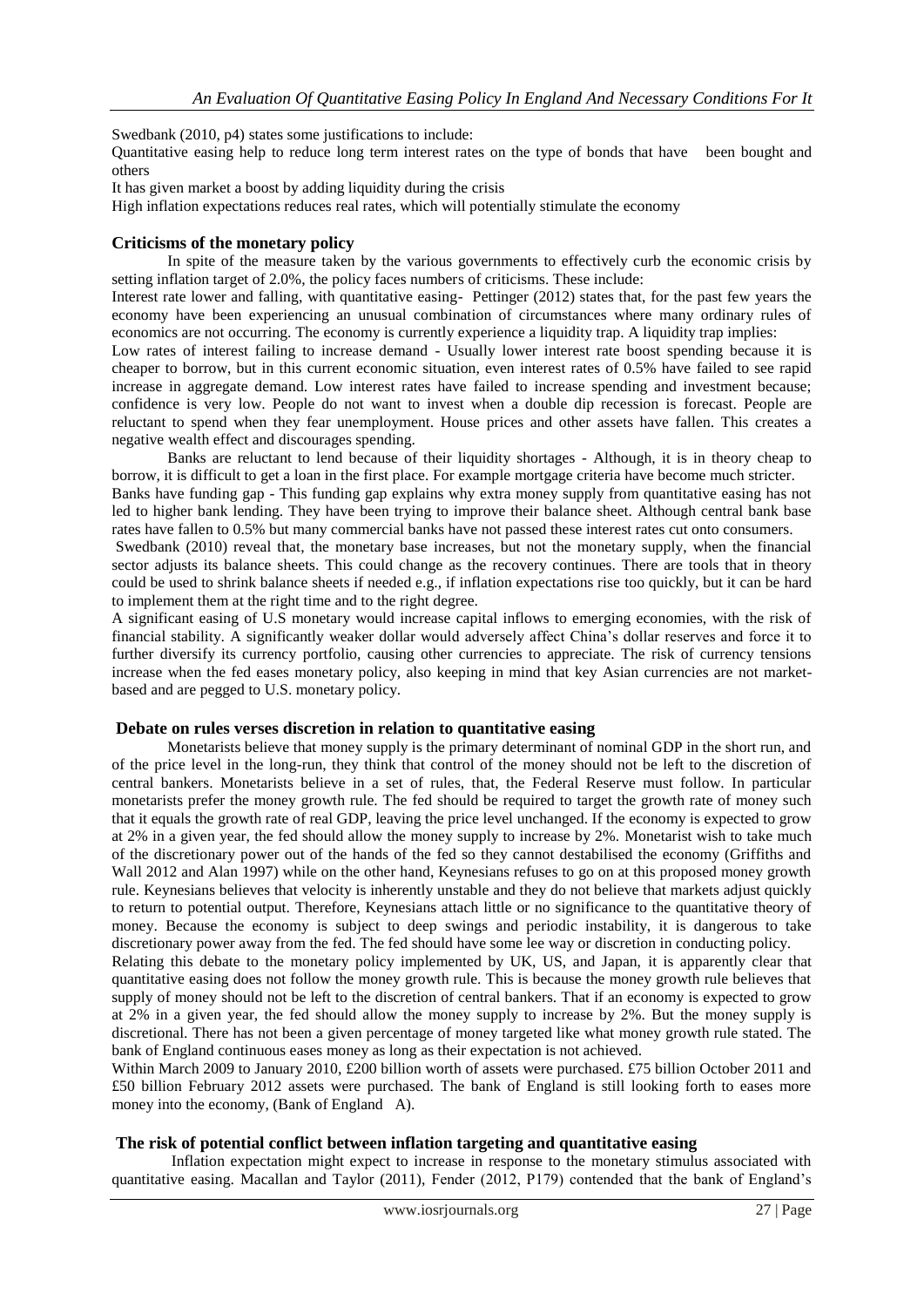Swedbank (2010, p4) states some justifications to include:

Quantitative easing help to reduce long term interest rates on the type of bonds that have been bought and others

It has given market a boost by adding liquidity during the crisis

High inflation expectations reduces real rates, which will potentially stimulate the economy

### Criticisms of the monetary policy

In spite of the measure taken by the various governments to effectively curb the economic crisis by setting inflation target of 2.0%, the policy faces numbers of criticisms. These include:

Interest rate lower and falling, with quantitative easing- Pettinger (2012) states that, for the past few years the economy have been experiencing an unusual combination of circumstances where many ordinary rules of economics are not occurring. The economy is currently experience a liquidity trap. A liquidity trap implies:

Low rates of interest failing to increase demand - Usually lower interest rate boost spending because it is cheaper to borrow, but in this current economic situation, even interest rates of 0.5% have failed to see rapid increase in aggregate demand. Low interest rates have failed to increase spending and investment because; confidence is very low. People do not want to invest when a double dip recession is forecast. People are reluctant to spend when they fear unemployment. House prices and other assets have fallen. This creates a negative wealth effect and discourages spending.

Banks are reluctant to lend because of their liquidity shortages - Although, it is in theory cheap to borrow, it is difficult to get a loan in the first place. For example mortgage criteria have become much stricter.

Banks have funding gap - This funding gap explains why extra money supply from quantitative easing has not led to higher bank lending. They have been trying to improve their balance sheet. Although central bank base rates have fallen to 0.5% but many commercial banks have not passed these interest rates cut onto consumers.

Swedbank (2010) reveal that, the monetary base increases, but not the monetary supply, when the financial sector adjusts its balance sheets. This could change as the recovery continues. There are tools that in theory could be used to shrink balance sheets if needed e.g., if inflation expectations rise too quickly, but it can be hard to implement them at the right time and to the right degree.

A significant easing of U.S monetary would increase capital inflows to emerging economies, with the risk of financial stability. A significantly weaker dollar would adversely affect China's dollar reserves and force it to further diversify its currency portfolio, causing other currencies to appreciate. The risk of currency tensions increase when the fed eases monetary policy, also keeping in mind that key Asian currencies are not market-based and are pegged to U.S. monetary policy.

### Debate on rules verses discretion in relation to quantitative easing

Monetarists believe that money supply is the primary determinant of nominal GDP in the short run, and of the price level in the long-run, they think that control of the money should not be left to the discretion of central bankers. Monetarists believe in a set of rules, that, the Federal Reserve must follow. In particular monetarists prefer the money growth rule. The fed should be required to target the growth rate of money such that it equals the growth rate of real GDP, leaving the price level unchanged. If the economy is expected to grow at 2% in a given year, the fed should allow the money supply to increase by 2%. Monetarist wish to take much of the discretionary power out of the hands of the fed so they cannot destabilised the economy (Griffiths and Wall 2012 and Alan 1997) while on the other hand, Keynesians refuses to go on at this proposed money growth rule. Keynesians believes that velocity is inherently unstable and they do not believe that markets adjust quickly to return to potential output. Therefore, Keynesians attach little or no significance to the quantitative theory of money. Because the economy is subject to deep swings and periodic instability, it is dangerous to take discretionary power away from the fed. The fed should have some lee way or discretion in conducting policy.

Relating this debate to the monetary policy implemented by UK, US, and Japan, it is apparently clear that quantitative easing does not follow the money growth rule. This is because the money growth rule believes that supply of money should not be left to the discretion of central bankers. That if an economy is expected to grow at 2% in a given year, the fed should allow the money supply to increase by 2%. But the money supply is discretional. There has not been a given percentage of money targeted like what money growth rule stated. The bank of England continuous eases money as long as their expectation is not achieved.

Within March 2009 to January 2010, £200 billion worth of assets were purchased. £75 billion October 2011 and £50 billion February 2012 assets were purchased. The bank of England is still looking forth to eases more money into the economy, (Bank of England A).

### The risk of potential conflict between inflation targeting and quantitative easing

Inflation expectation might expect to increase in response to the monetary stimulus associated with quantitative easing. Macallan and Taylor (2011), Fender (2012, P179) contended that the bank of England's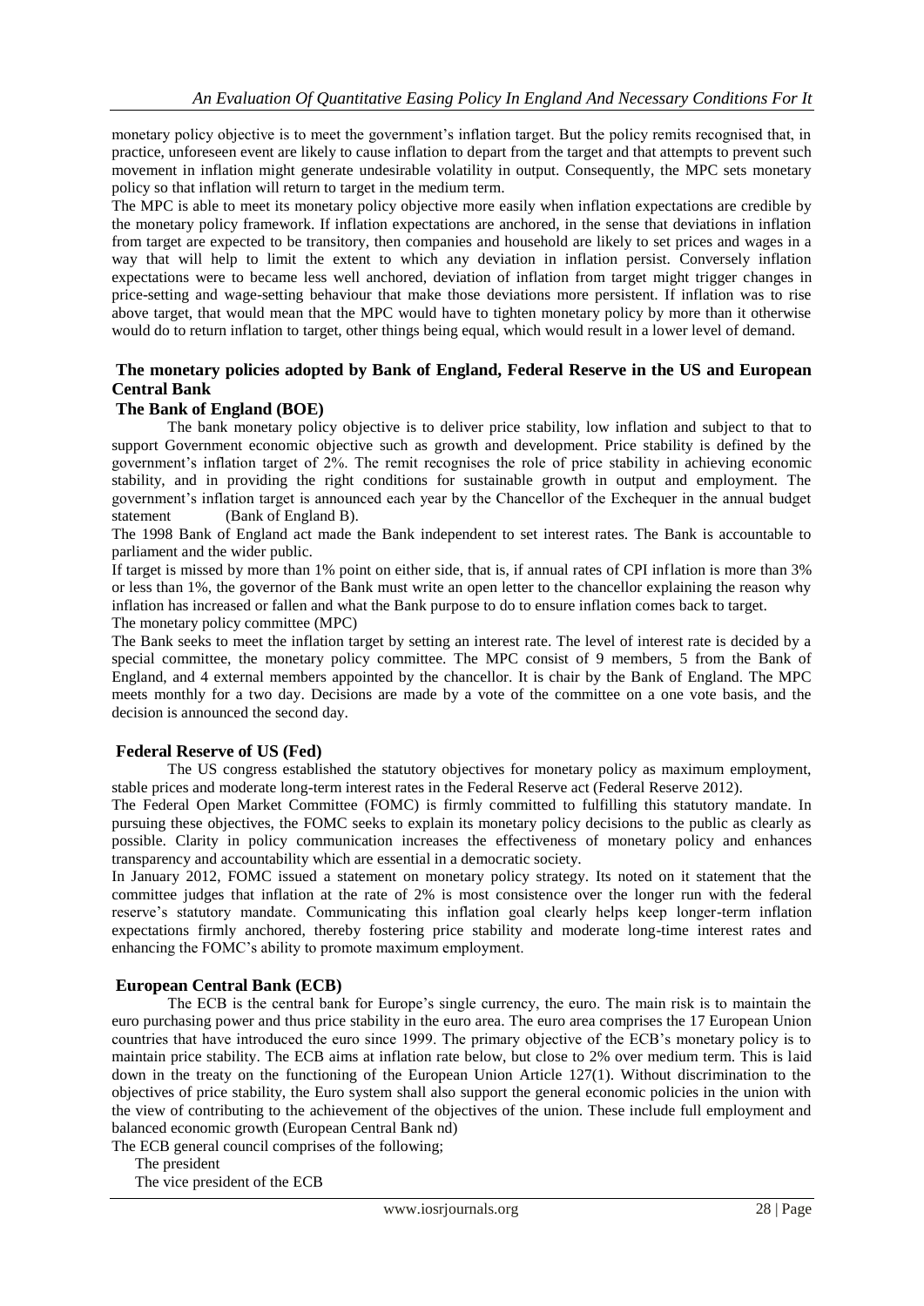monetary policy objective is to meet the government's inflation target. But the policy remits recognised that, in practice, unforeseen event are likely to cause inflation to depart from the target and that attempts to prevent such movement in inflation might generate undesirable volatility in output. Consequently, the MPC sets monetary policy so that inflation will return to target in the medium term.

The MPC is able to meet its monetary policy objective more easily when inflation expectations are credible by the monetary policy framework. If inflation expectations are anchored, in the sense that deviations in inflation from target are expected to be transitory, then companies and household are likely to set prices and wages in a way that will help to limit the extent to which any deviation in inflation persist. Conversely inflation expectations were to became less well anchored, deviation of inflation from target might trigger changes in price-setting and wage-setting behaviour that make those deviations more persistent. If inflation was to rise above target, that would mean that the MPC would have to tighten monetary policy by more than it otherwise would do to return inflation to target, other things being equal, which would result in a lower level of demand.

## The monetary policies adopted by Bank of England, Federal Reserve in the US and European Central Bank

### The Bank of England (BOE)

The bank monetary policy objective is to deliver price stability, low inflation and subject to that to support Government economic objective such as growth and development. Price stability is defined by the government's inflation target of 2%. The remit recognises the role of price stability in achieving economic stability, and in providing the right conditions for sustainable growth in output and employment. The government's inflation target is announced each year by the Chancellor of the Exchequer in the annual budget statement (Bank of England B).

The 1998 Bank of England act made the Bank independent to set interest rates. The Bank is accountable to parliament and the wider public.

If target is missed by more than 1% point on either side, that is, if annual rates of CPI inflation is more than 3% or less than 1%, the governor of the Bank must write an open letter to the chancellor explaining the reason why inflation has increased or fallen and what the Bank purpose to do to ensure inflation comes back to target.

The monetary policy committee (MPC)

The Bank seeks to meet the inflation target by setting an interest rate. The level of interest rate is decided by a special committee, the monetary policy committee. The MPC consist of 9 members, 5 from the Bank of England, and 4 external members appointed by the chancellor. It is chair by the Bank of England. The MPC meets monthly for a two day. Decisions are made by a vote of the committee on a one vote basis, and the decision is announced the second day.

### Federal Reserve of US (Fed)

The US congress established the statutory objectives for monetary policy as maximum employment, stable prices and moderate long-term interest rates in the Federal Reserve act (Federal Reserve 2012).

The Federal Open Market Committee (FOMC) is firmly committed to fulfilling this statutory mandate. In pursuing these objectives, the FOMC seeks to explain its monetary policy decisions to the public as clearly as possible. Clarity in policy communication increases the effectiveness of monetary policy and enhances transparency and accountability which are essential in a democratic society.

In January 2012, FOMC issued a statement on monetary policy strategy. Its noted on it statement that the committee judges that inflation at the rate of 2% is most consistence over the longer run with the federal reserve's statutory mandate. Communicating this inflation goal clearly helps keep longer-term inflation expectations firmly anchored, thereby fostering price stability and moderate long-time interest rates and enhancing the FOMC's ability to promote maximum employment.

### European Central Bank (ECB)

The ECB is the central bank for Europe's single currency, the euro. The main risk is to maintain the euro purchasing power and thus price stability in the euro area. The euro area comprises the 17 European Union countries that have introduced the euro since 1999. The primary objective of the ECB's monetary policy is to maintain price stability. The ECB aims at inflation rate below, but close to 2% over medium term. This is laid down in the treaty on the functioning of the European Union Article 127(1). Without discrimination to the objectives of price stability, the Euro system shall also support the general economic policies in the union with the view of contributing to the achievement of the objectives of the union. These include full employment and balanced economic growth (European Central Bank nd)

The ECB general council comprises of the following;

The president

The vice president of the ECB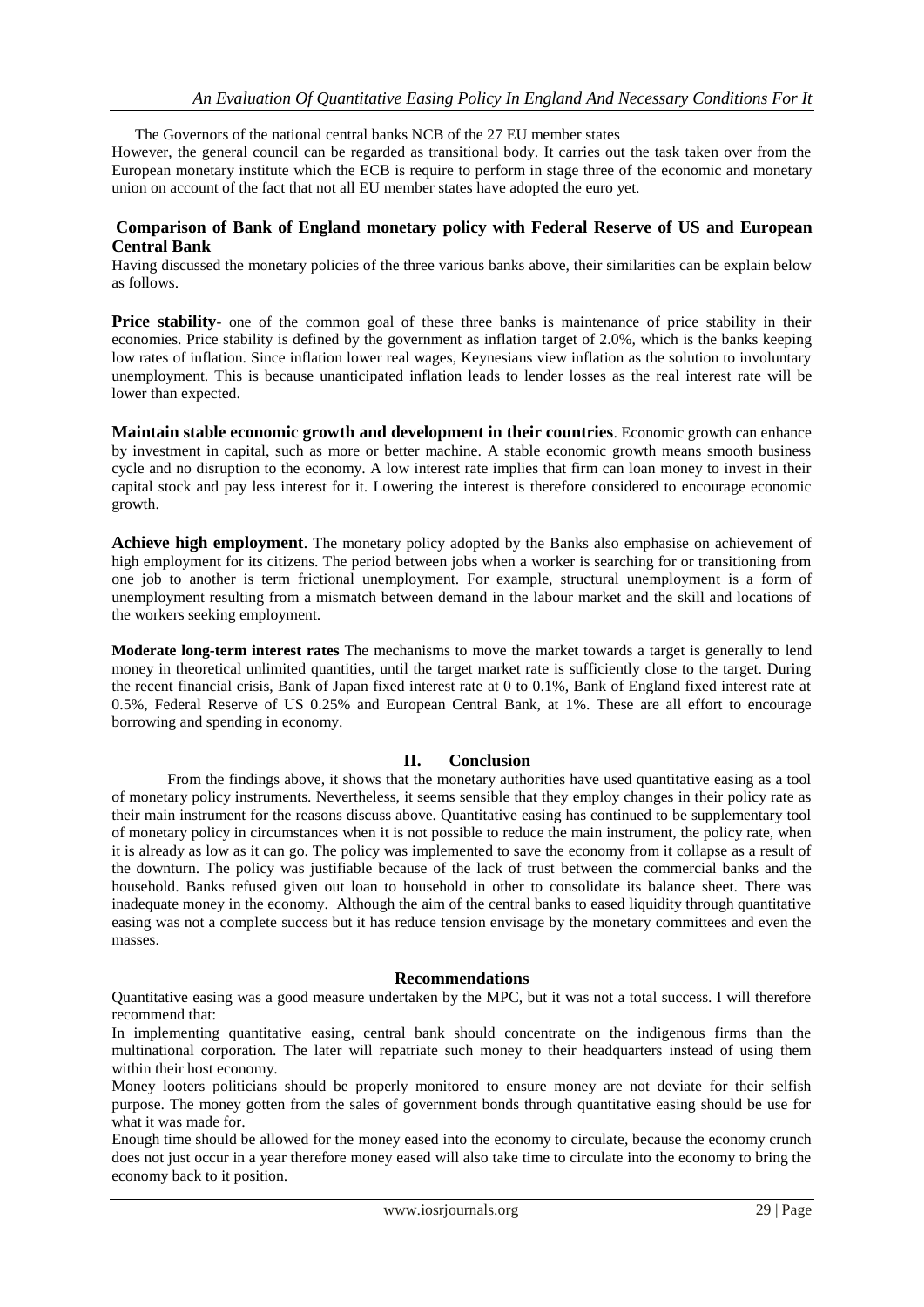The Governors of the national central banks NCB of the 27 EU member states

However, the general council can be regarded as transitional body. It carries out the task taken over from the European monetary institute which the ECB is require to perform in stage three of the economic and monetary union on account of the fact that not all EU member states have adopted the euro yet.

### Comparison of Bank of England monetary policy with Federal Reserve of US and European Central Bank

Having discussed the monetary policies of the three various banks above, their similarities can be explain below as follows.

**Price stability**- one of the common goal of these three banks is maintenance of price stability in their economies. Price stability is defined by the government as inflation target of 2.0%, which is the banks keeping low rates of inflation. Since inflation lower real wages, Keynesians view inflation as the solution to involuntary unemployment. This is because unanticipated inflation leads to lender losses as the real interest rate will be lower than expected.

**Maintain stable economic growth and development in their countries**. Economic growth can enhance by investment in capital, such as more or better machine. A stable economic growth means smooth business cycle and no disruption to the economy. A low interest rate implies that firm can loan money to invest in their capital stock and pay less interest for it. Lowering the interest is therefore considered to encourage economic growth.

**Achieve high employment**. The monetary policy adopted by the Banks also emphasise on achievement of high employment for its citizens. The period between jobs when a worker is searching for or transitioning from one job to another is term frictional unemployment. For example, structural unemployment is a form of unemployment resulting from a mismatch between demand in the labour market and the skill and locations of the workers seeking employment.

**Moderate long-term interest rates** The mechanisms to move the market towards a target is generally to lend money in theoretical unlimited quantities, until the target market rate is sufficiently close to the target. During the recent financial crisis, Bank of Japan fixed interest rate at 0 to 0.1%, Bank of England fixed interest rate at 0.5%, Federal Reserve of US 0.25% and European Central Bank, at 1%. These are all effort to encourage borrowing and spending in economy.

## II. Conclusion

From the findings above, it shows that the monetary authorities have used quantitative easing as a tool of monetary policy instruments. Nevertheless, it seems sensible that they employ changes in their policy rate as their main instrument for the reasons discuss above. Quantitative easing has continued to be supplementary tool of monetary policy in circumstances when it is not possible to reduce the main instrument, the policy rate, when it is already as low as it can go. The policy was implemented to save the economy from it collapse as a result of the downturn. The policy was justifiable because of the lack of trust between the commercial banks and the household. Banks refused given out loan to household in other to consolidate its balance sheet. There was inadequate money in the economy. Although the aim of the central banks to eased liquidity through quantitative easing was not a complete success but it has reduce tension envisage by the monetary committees and even the masses.

### Recommendations

Quantitative easing was a good measure undertaken by the MPC, but it was not a total success. I will therefore recommend that:

In implementing quantitative easing, central bank should concentrate on the indigenous firms than the multinational corporation. The later will repatriate such money to their headquarters instead of using them within their host economy.

Money looters politicians should be properly monitored to ensure money are not deviate for their selfish purpose. The money gotten from the sales of government bonds through quantitative easing should be use for what it was made for.

Enough time should be allowed for the money eased into the economy to circulate, because the economy crunch does not just occur in a year therefore money eased will also take time to circulate into the economy to bring the economy back to it position.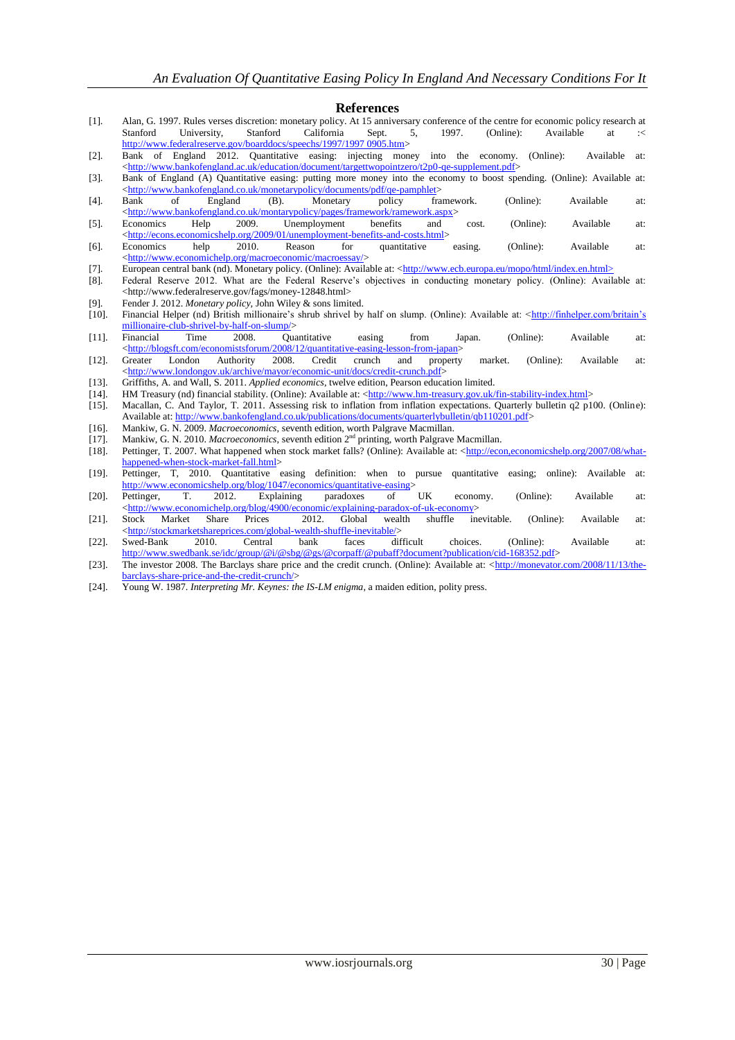## References

[1]. Alan, G. 1997. Rules verses discretion: monetary policy. At 15 anniversary conference of the centre for economic policy research at Stanford University, Stanford California Sept. 5, 1997. (Online): Available at :< http://www.federalreserve.gov/boarddocs/speechs/1997/1997 0905.htm>

[2]. Bank of England 2012. Quantitative easing: injecting money into the economy. (Online): Available at: <http://www.bankofengland.ac.uk/education/document/targettwopointzero/t2p0-qe-supplement.pdf>

[3]. Bank of England (A) Quantitative easing: putting more money into the economy to boost spending. (Online): Available at: <http://www.bankofengland.co.uk/monetarypolicy/documents/pdf/qe-pamphlet>

[4]. Bank of England (B). Monetary policy framework. (Online): Available at: <http://www.bankofengland.co.uk/montarypolicy/pages/framework/ramework.aspx>

[5]. Economics Help 2009. Unemployment benefits and cost. (Online): Available at: <http://econs.economicshelp.org/2009/01/unemployment-benefits-and-costs.html>

[6]. Economics help 2010. Reason for quantitative easing. (Online): Available at: <http://www.economichelp.org/macroeconomic/macroessay/>

[7]. European central bank (nd). Monetary policy. (Online): Available at: <http://www.ecb.europa.eu/mopo/html/index.en.html>

[8]. Federal Reserve 2012. What are the Federal Reserve's objectives in conducting monetary policy. (Online): Available at: <http://www.federalreserve.gov/fags/money-12848.html>

[9]. Fender J. 2012. *Monetary policy*, John Wiley & sons limited.

[10]. Financial Helper (nd) British millionaire's shrub shrivel by half on slump. (Online): Available at: <http://finhelper.com/britain's millionaire-club-shrivel-by-half-on-slump/>

[11]. Financial Time 2008. Quantitative easing from Japan. (Online): Available at: <http://blogsft.com/economistsforum/2008/12/quantitative-easing-lesson-from-japan>

[12]. Greater London Authority 2008. Credit crunch and property market. (Online): Available at: <http://www.londongov.uk/archive/mayor/economic-unit/docs/credit-crunch.pdf>

[13]. Griffiths, A. and Wall, S. 2011. *Applied economics*, twelve edition, Pearson education limited.

[14]. HM Treasury (nd) financial stability. (Online): Available at: <http://www.hm-treasury.gov.uk/fin-stability-index.html>

[15]. Macallan, C. And Taylor, T. 2011. Assessing risk to inflation from inflation expectations. Quarterly bulletin q2 p100. (Online): Available at: http://www.bankofengland.co.uk/publications/documents/quarterlybulletin/qb110201.pdf>

[16]. Mankiw, G. N. 2009. *Macroeconomics*, seventh edition, worth Palgrave Macmillan.

[17]. Mankiw, G. N. 2010. *Macroeconomics*, seventh edition 2nd printing, worth Palgrave Macmillan.

[18]. Pettinger, T. 2007. What happened when stock market falls? (Online): Available at: <http://econ,economicshelp.org/2007/08/what-happened-when-stock-market-fall.html>

[19]. Pettinger, T, 2010. Quantitative easing definition: when to pursue quantitative easing; online): Available at: http://www.economicshelp.org/blog/1047/economics/quantitative-easing>

[20]. Pettinger, T. 2012. Explaining paradoxes of UK economy. (Online): Available at: <http://www.economichelp.org/blog/4900/economic/explaining-paradox-of-uk-economy>

[21]. Stock Market Share Prices 2012. Global wealth shuffle inevitable. (Online): Available at: <http://stockmarketshareprices.com/global-wealth-shuffle-inevitable/>

[22]. Swed-Bank 2010. Central bank faces difficult choices. (Online): Available at: http://www.swedbank.se/idc/group/@i/@sbg/@gs/@corpaff/@pubaff?document?publication/cid-168352.pdf>

[23]. The investor 2008. The Barclays share price and the credit crunch. (Online): Available at: <http://monevator.com/2008/11/13/the-barclays-share-price-and-the-credit-crunch/>

[24]. Young W. 1987. *Interpreting Mr. Keynes: the IS-LM enigma*, a maiden edition, polity press.